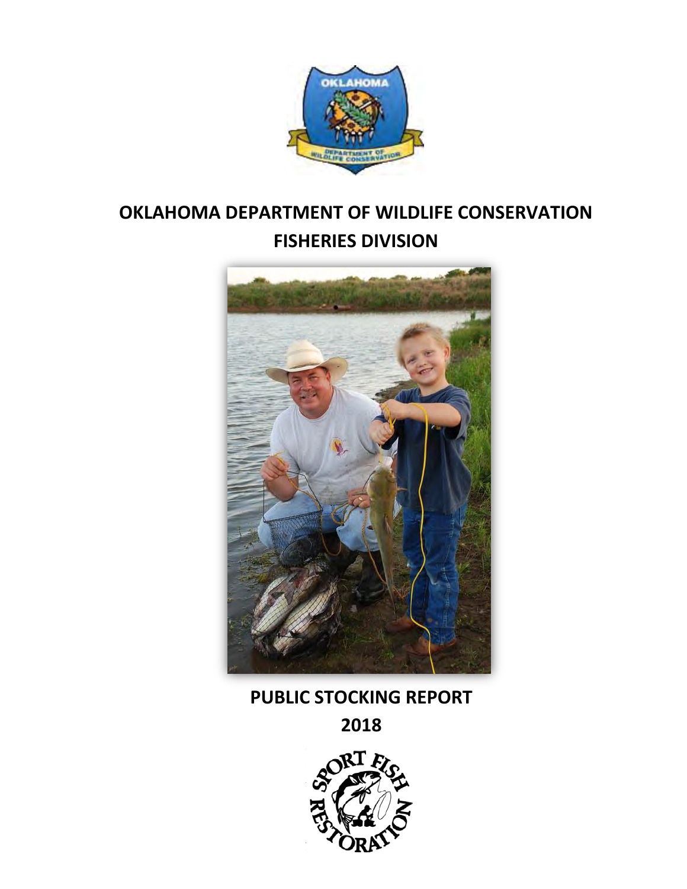# OKLAHOMA DEPARTMENT OF WILDLIFE CONSERVATION

## FISHERIES DIVISION

## PUBLIC STOCKING REPORT

## 2018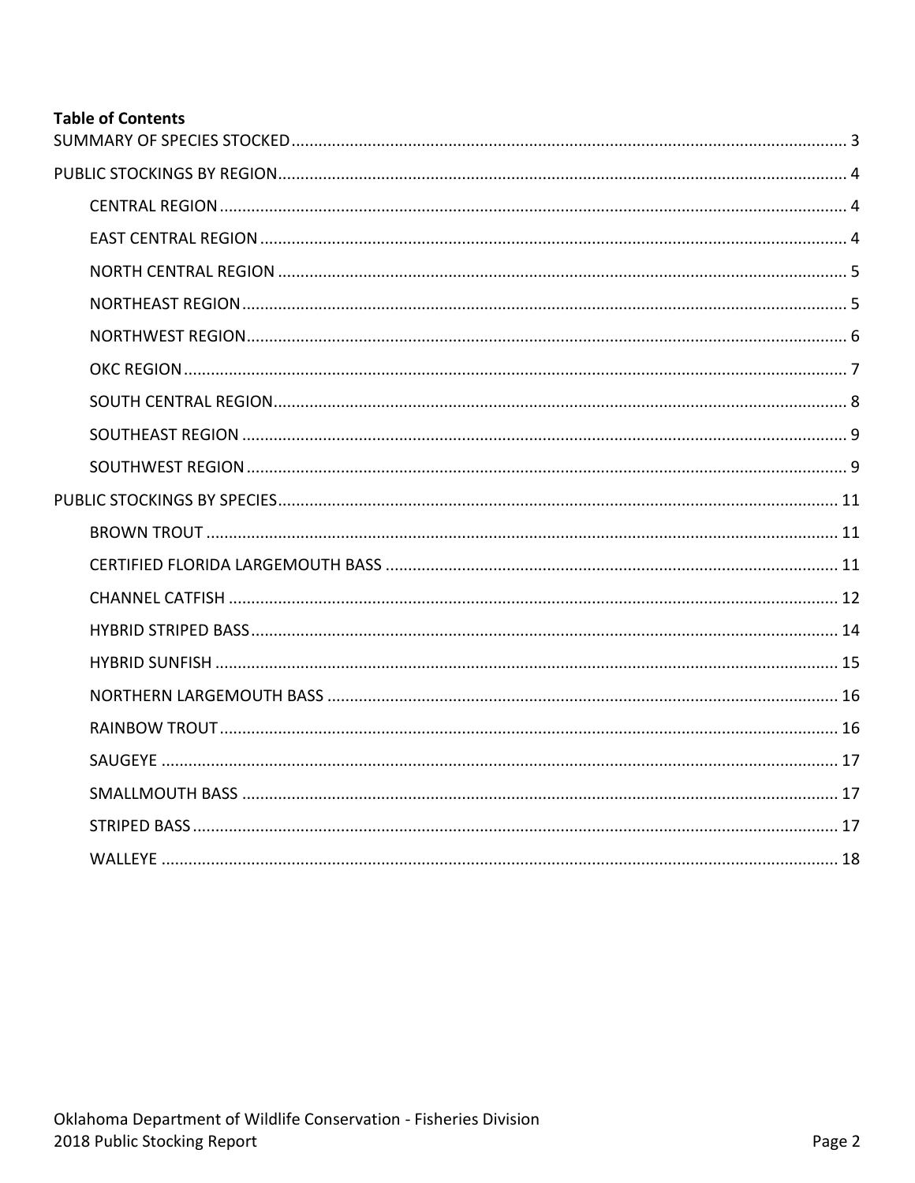**Table of Contents**

SUMMARY OF SPECIES STOCKED ..... 3

PUBLIC STOCKINGS BY REGION ..... 4

- CENTRAL REGION ..... 4
- EAST CENTRAL REGION ..... 4
- NORTH CENTRAL REGION ..... 5
- NORTHEAST REGION ..... 5
- NORTHWEST REGION ..... 6
- OKC REGION ..... 7
- SOUTH CENTRAL REGION ..... 8
- SOUTHEAST REGION ..... 9
- SOUTHWEST REGION ..... 9

PUBLIC STOCKINGS BY SPECIES ..... 11

- BROWN TROUT ..... 11
- CERTIFIED FLORIDA LARGEMOUTH BASS ..... 11
- CHANNEL CATFISH ..... 12
- HYBRID STRIPED BASS ..... 14
- HYBRID SUNFISH ..... 15
- NORTHERN LARGEMOUTH BASS ..... 16
- RAINBOW TROUT ..... 16
- SAUGEYE ..... 17
- SMALLMOUTH BASS ..... 17
- STRIPED BASS ..... 17
- WALLEYE ..... 18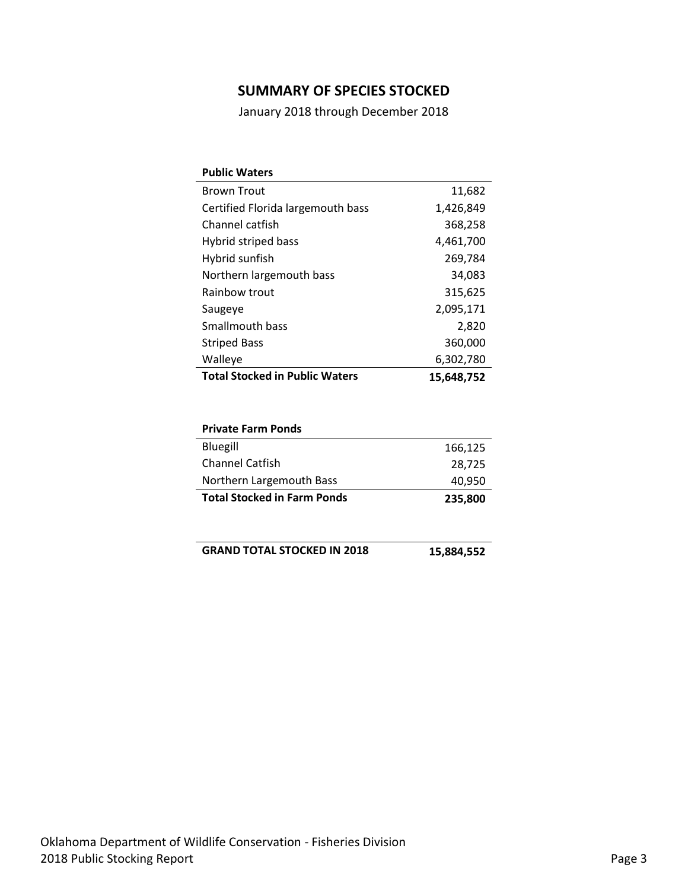## SUMMARY OF SPECIES STOCKED

January 2018 through December 2018

| **Public Waters** | |
|---|---|
| Brown Trout | 11,682 |
| Certified Florida largemouth bass | 1,426,849 |
| Channel catfish | 368,258 |
| Hybrid striped bass | 4,461,700 |
| Hybrid sunfish | 269,784 |
| Northern largemouth bass | 34,083 |
| Rainbow trout | 315,625 |
| Saugeye | 2,095,171 |
| Smallmouth bass | 2,820 |
| Striped Bass | 360,000 |
| Walleye | 6,302,780 |
| **Total Stocked in Public Waters** | **15,648,752** |

| **Private Farm Ponds** | |
|---|---|
| Bluegill | 166,125 |
| Channel Catfish | 28,725 |
| Northern Largemouth Bass | 40,950 |
| **Total Stocked in Farm Ponds** | **235,800** |

| **GRAND TOTAL STOCKED IN 2018** | **15,884,552** |
|---|---|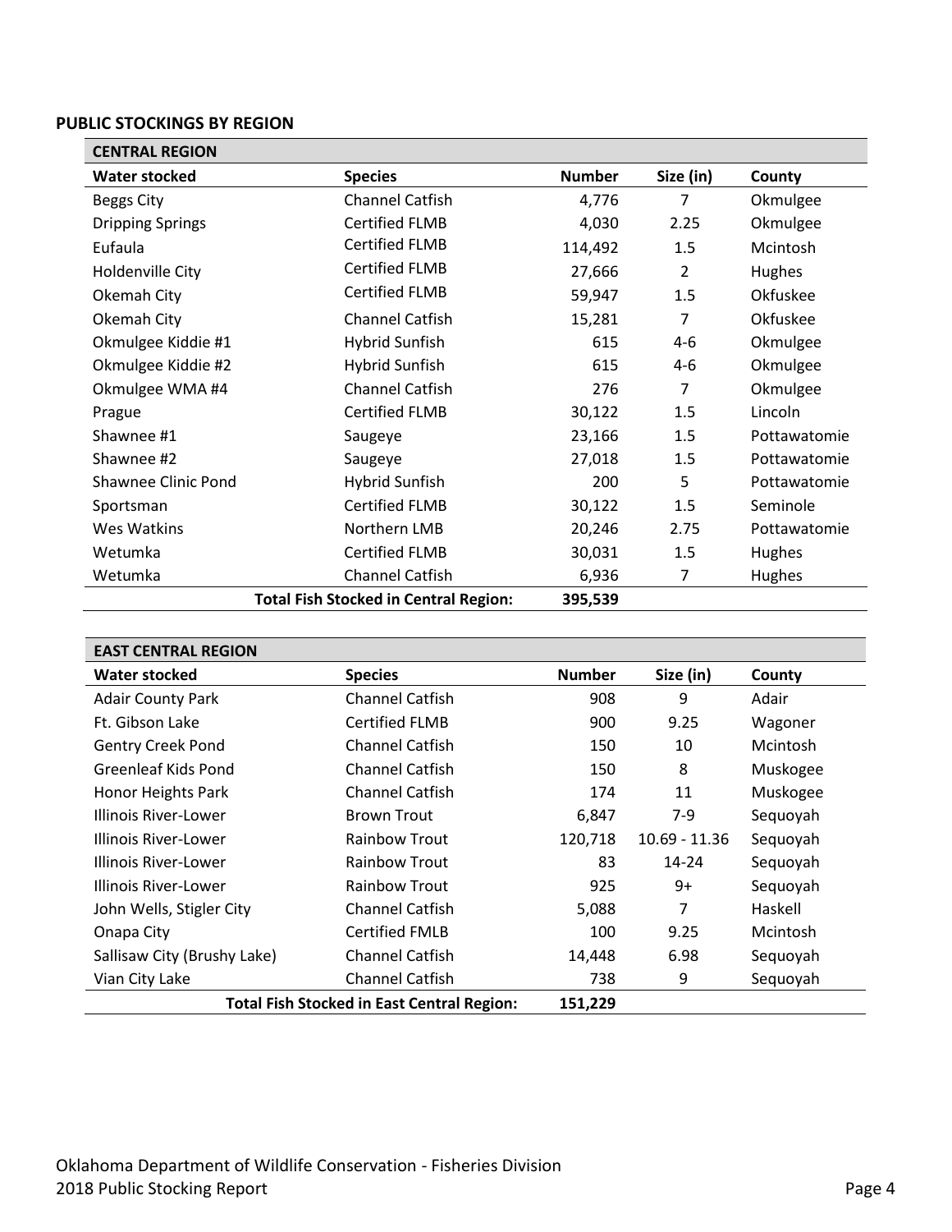## PUBLIC STOCKINGS BY REGION

| CENTRAL REGION | | | | |
|---|---|---|---|---|
| **Water stocked** | **Species** | **Number** | **Size (in)** | **County** |
| Beggs City | Channel Catfish | 4,776 | 7 | Okmulgee |
| Dripping Springs | Certified FLMB | 4,030 | 2.25 | Okmulgee |
| Eufaula | Certified FLMB | 114,492 | 1.5 | Mcintosh |
| Holdenville City | Certified FLMB | 27,666 | 2 | Hughes |
| Okemah City | Certified FLMB | 59,947 | 1.5 | Okfuskee |
| Okemah City | Channel Catfish | 15,281 | 7 | Okfuskee |
| Okmulgee Kiddie #1 | Hybrid Sunfish | 615 | 4-6 | Okmulgee |
| Okmulgee Kiddie #2 | Hybrid Sunfish | 615 | 4-6 | Okmulgee |
| Okmulgee WMA #4 | Channel Catfish | 276 | 7 | Okmulgee |
| Prague | Certified FLMB | 30,122 | 1.5 | Lincoln |
| Shawnee #1 | Saugeye | 23,166 | 1.5 | Pottawatomie |
| Shawnee #2 | Saugeye | 27,018 | 1.5 | Pottawatomie |
| Shawnee Clinic Pond | Hybrid Sunfish | 200 | 5 | Pottawatomie |
| Sportsman | Certified FLMB | 30,122 | 1.5 | Seminole |
| Wes Watkins | Northern LMB | 20,246 | 2.75 | Pottawatomie |
| Wetumka | Certified FLMB | 30,031 | 1.5 | Hughes |
| Wetumka | Channel Catfish | 6,936 | 7 | Hughes |
| | **Total Fish Stocked in Central Region:** | **395,539** | | |

| EAST CENTRAL REGION | | | | |
|---|---|---|---|---|
| **Water stocked** | **Species** | **Number** | **Size (in)** | **County** |
| Adair County Park | Channel Catfish | 908 | 9 | Adair |
| Ft. Gibson Lake | Certified FLMB | 900 | 9.25 | Wagoner |
| Gentry Creek Pond | Channel Catfish | 150 | 10 | Mcintosh |
| Greenleaf Kids Pond | Channel Catfish | 150 | 8 | Muskogee |
| Honor Heights Park | Channel Catfish | 174 | 11 | Muskogee |
| Illinois River-Lower | Brown Trout | 6,847 | 7-9 | Sequoyah |
| Illinois River-Lower | Rainbow Trout | 120,718 | 10.69 - 11.36 | Sequoyah |
| Illinois River-Lower | Rainbow Trout | 83 | 14-24 | Sequoyah |
| Illinois River-Lower | Rainbow Trout | 925 | 9+ | Sequoyah |
| John Wells, Stigler City | Channel Catfish | 5,088 | 7 | Haskell |
| Onapa City | Certified FMLB | 100 | 9.25 | Mcintosh |
| Sallisaw City (Brushy Lake) | Channel Catfish | 14,448 | 6.98 | Sequoyah |
| Vian City Lake | Channel Catfish | 738 | 9 | Sequoyah |
| | **Total Fish Stocked in East Central Region:** | **151,229** | | |

Oklahoma Department of Wildlife Conservation - Fisheries Division
2018 Public Stocking Report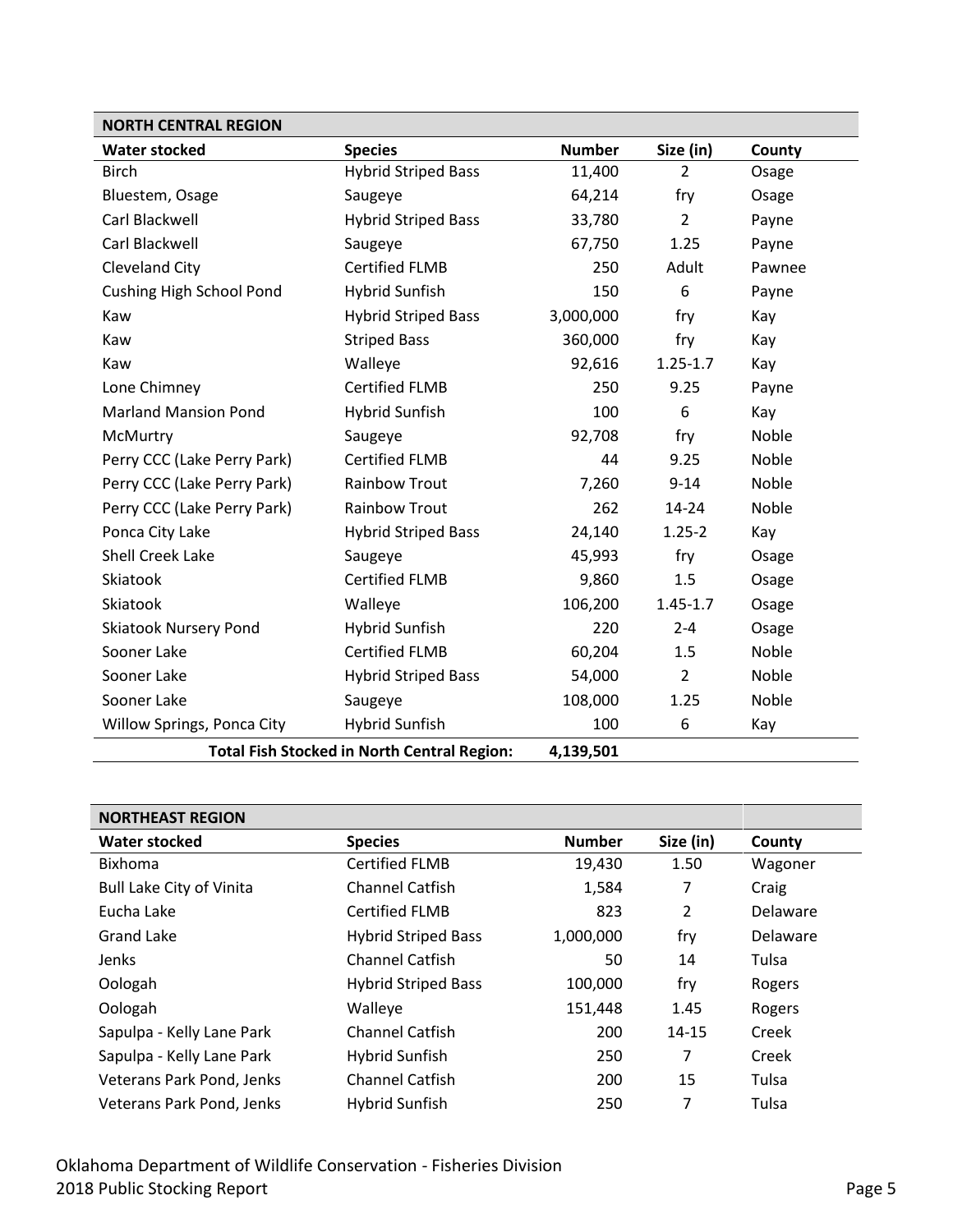| NORTH CENTRAL REGION | | | | |
|---|---|---|---|---|
| **Water stocked** | **Species** | **Number** | **Size (in)** | **County** |
| Birch | Hybrid Striped Bass | 11,400 | 2 | Osage |
| Bluestem, Osage | Saugeye | 64,214 | fry | Osage |
| Carl Blackwell | Hybrid Striped Bass | 33,780 | 2 | Payne |
| Carl Blackwell | Saugeye | 67,750 | 1.25 | Payne |
| Cleveland City | Certified FLMB | 250 | Adult | Pawnee |
| Cushing High School Pond | Hybrid Sunfish | 150 | 6 | Payne |
| Kaw | Hybrid Striped Bass | 3,000,000 | fry | Kay |
| Kaw | Striped Bass | 360,000 | fry | Kay |
| Kaw | Walleye | 92,616 | 1.25-1.7 | Kay |
| Lone Chimney | Certified FLMB | 250 | 9.25 | Payne |
| Marland Mansion Pond | Hybrid Sunfish | 100 | 6 | Kay |
| McMurtry | Saugeye | 92,708 | fry | Noble |
| Perry CCC (Lake Perry Park) | Certified FLMB | 44 | 9.25 | Noble |
| Perry CCC (Lake Perry Park) | Rainbow Trout | 7,260 | 9-14 | Noble |
| Perry CCC (Lake Perry Park) | Rainbow Trout | 262 | 14-24 | Noble |
| Ponca City Lake | Hybrid Striped Bass | 24,140 | 1.25-2 | Kay |
| Shell Creek Lake | Saugeye | 45,993 | fry | Osage |
| Skiatook | Certified FLMB | 9,860 | 1.5 | Osage |
| Skiatook | Walleye | 106,200 | 1.45-1.7 | Osage |
| Skiatook Nursery Pond | Hybrid Sunfish | 220 | 2-4 | Osage |
| Sooner Lake | Certified FLMB | 60,204 | 1.5 | Noble |
| Sooner Lake | Hybrid Striped Bass | 54,000 | 2 | Noble |
| Sooner Lake | Saugeye | 108,000 | 1.25 | Noble |
| Willow Springs, Ponca City | Hybrid Sunfish | 100 | 6 | Kay |
| | **Total Fish Stocked in North Central Region:** | **4,139,501** | | |

| NORTHEAST REGION | | | | |
|---|---|---|---|---|
| **Water stocked** | **Species** | **Number** | **Size (in)** | **County** |
| Bixhoma | Certified FLMB | 19,430 | 1.50 | Wagoner |
| Bull Lake City of Vinita | Channel Catfish | 1,584 | 7 | Craig |
| Eucha Lake | Certified FLMB | 823 | 2 | Delaware |
| Grand Lake | Hybrid Striped Bass | 1,000,000 | fry | Delaware |
| Jenks | Channel Catfish | 50 | 14 | Tulsa |
| Oologah | Hybrid Striped Bass | 100,000 | fry | Rogers |
| Oologah | Walleye | 151,448 | 1.45 | Rogers |
| Sapulpa - Kelly Lane Park | Channel Catfish | 200 | 14-15 | Creek |
| Sapulpa - Kelly Lane Park | Hybrid Sunfish | 250 | 7 | Creek |
| Veterans Park Pond, Jenks | Channel Catfish | 200 | 15 | Tulsa |
| Veterans Park Pond, Jenks | Hybrid Sunfish | 250 | 7 | Tulsa |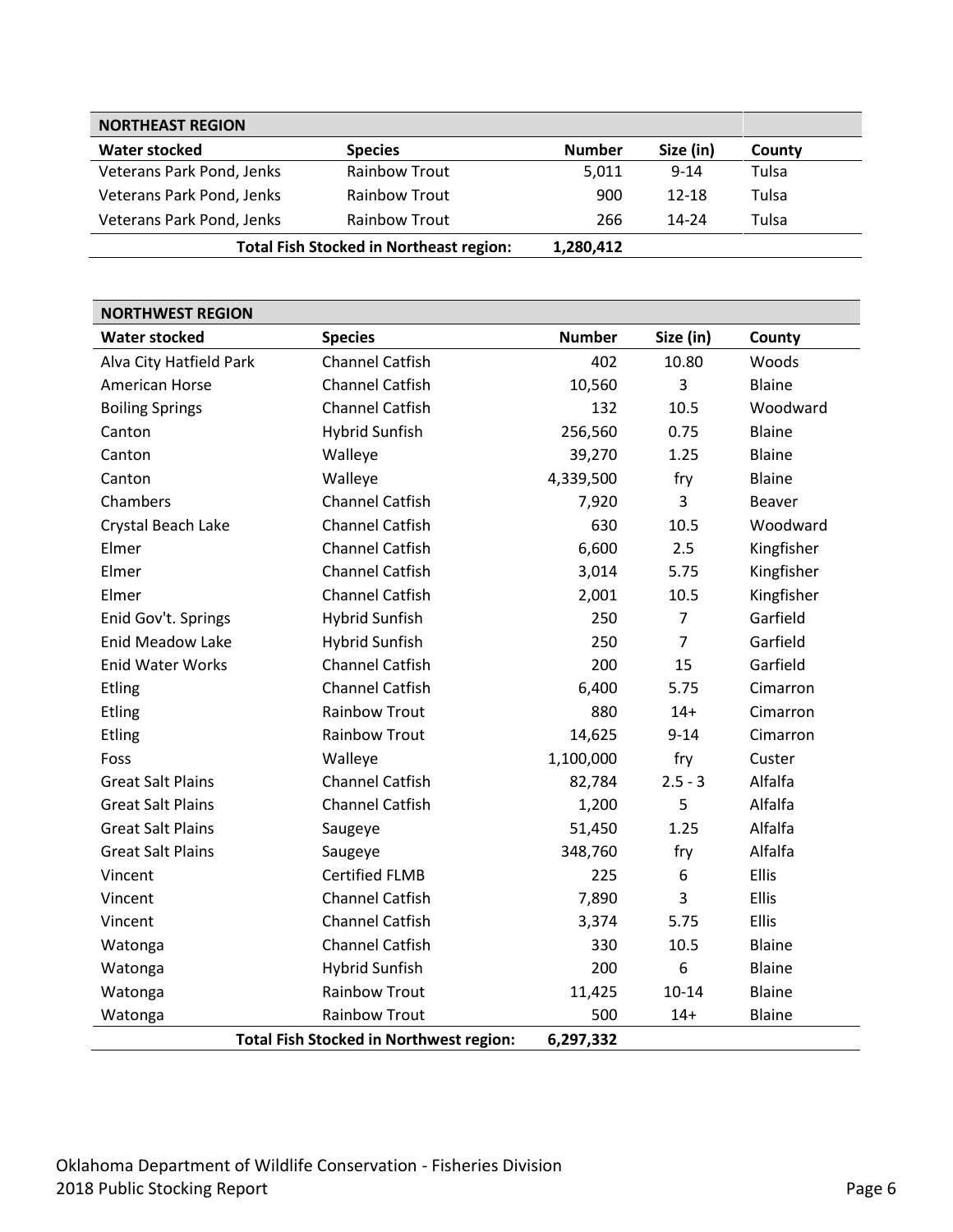| NORTHEAST REGION | | | | |
|---|---|---|---|---|
| **Water stocked** | **Species** | **Number** | **Size (in)** | **County** |
| Veterans Park Pond, Jenks | Rainbow Trout | 5,011 | 9-14 | Tulsa |
| Veterans Park Pond, Jenks | Rainbow Trout | 900 | 12-18 | Tulsa |
| Veterans Park Pond, Jenks | Rainbow Trout | 266 | 14-24 | Tulsa |
| | **Total Fish Stocked in Northeast region:** | **1,280,412** | | |

| NORTHWEST REGION | | | | |
|---|---|---|---|---|
| **Water stocked** | **Species** | **Number** | **Size (in)** | **County** |
| Alva City Hatfield Park | Channel Catfish | 402 | 10.80 | Woods |
| American Horse | Channel Catfish | 10,560 | 3 | Blaine |
| Boiling Springs | Channel Catfish | 132 | 10.5 | Woodward |
| Canton | Hybrid Sunfish | 256,560 | 0.75 | Blaine |
| Canton | Walleye | 39,270 | 1.25 | Blaine |
| Canton | Walleye | 4,339,500 | fry | Blaine |
| Chambers | Channel Catfish | 7,920 | 3 | Beaver |
| Crystal Beach Lake | Channel Catfish | 630 | 10.5 | Woodward |
| Elmer | Channel Catfish | 6,600 | 2.5 | Kingfisher |
| Elmer | Channel Catfish | 3,014 | 5.75 | Kingfisher |
| Elmer | Channel Catfish | 2,001 | 10.5 | Kingfisher |
| Enid Gov't. Springs | Hybrid Sunfish | 250 | 7 | Garfield |
| Enid Meadow Lake | Hybrid Sunfish | 250 | 7 | Garfield |
| Enid Water Works | Channel Catfish | 200 | 15 | Garfield |
| Etling | Channel Catfish | 6,400 | 5.75 | Cimarron |
| Etling | Rainbow Trout | 880 | 14+ | Cimarron |
| Etling | Rainbow Trout | 14,625 | 9-14 | Cimarron |
| Foss | Walleye | 1,100,000 | fry | Custer |
| Great Salt Plains | Channel Catfish | 82,784 | 2.5 - 3 | Alfalfa |
| Great Salt Plains | Channel Catfish | 1,200 | 5 | Alfalfa |
| Great Salt Plains | Saugeye | 51,450 | 1.25 | Alfalfa |
| Great Salt Plains | Saugeye | 348,760 | fry | Alfalfa |
| Vincent | Certified FLMB | 225 | 6 | Ellis |
| Vincent | Channel Catfish | 7,890 | 3 | Ellis |
| Vincent | Channel Catfish | 3,374 | 5.75 | Ellis |
| Watonga | Channel Catfish | 330 | 10.5 | Blaine |
| Watonga | Hybrid Sunfish | 200 | 6 | Blaine |
| Watonga | Rainbow Trout | 11,425 | 10-14 | Blaine |
| Watonga | Rainbow Trout | 500 | 14+ | Blaine |
| | **Total Fish Stocked in Northwest region:** | **6,297,332** | | |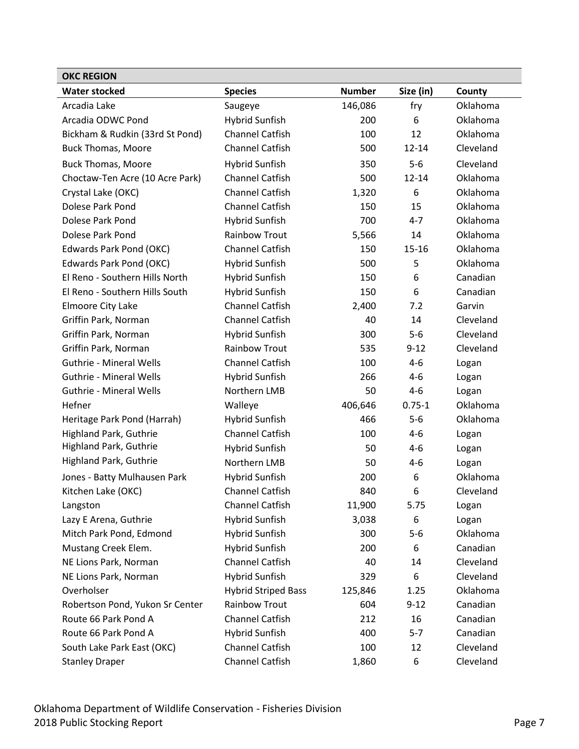| OKC REGION | | | | |
|---|---|---|---|---|
| **Water stocked** | **Species** | **Number** | **Size (in)** | **County** |
| Arcadia Lake | Saugeye | 146,086 | fry | Oklahoma |
| Arcadia ODWC Pond | Hybrid Sunfish | 200 | 6 | Oklahoma |
| Bickham & Rudkin (33rd St Pond) | Channel Catfish | 100 | 12 | Oklahoma |
| Buck Thomas, Moore | Channel Catfish | 500 | 12-14 | Cleveland |
| Buck Thomas, Moore | Hybrid Sunfish | 350 | 5-6 | Cleveland |
| Choctaw-Ten Acre (10 Acre Park) | Channel Catfish | 500 | 12-14 | Oklahoma |
| Crystal Lake (OKC) | Channel Catfish | 1,320 | 6 | Oklahoma |
| Dolese Park Pond | Channel Catfish | 150 | 15 | Oklahoma |
| Dolese Park Pond | Hybrid Sunfish | 700 | 4-7 | Oklahoma |
| Dolese Park Pond | Rainbow Trout | 5,566 | 14 | Oklahoma |
| Edwards Park Pond (OKC) | Channel Catfish | 150 | 15-16 | Oklahoma |
| Edwards Park Pond (OKC) | Hybrid Sunfish | 500 | 5 | Oklahoma |
| El Reno - Southern Hills North | Hybrid Sunfish | 150 | 6 | Canadian |
| El Reno - Southern Hills South | Hybrid Sunfish | 150 | 6 | Canadian |
| Elmoore City Lake | Channel Catfish | 2,400 | 7.2 | Garvin |
| Griffin Park, Norman | Channel Catfish | 40 | 14 | Cleveland |
| Griffin Park, Norman | Hybrid Sunfish | 300 | 5-6 | Cleveland |
| Griffin Park, Norman | Rainbow Trout | 535 | 9-12 | Cleveland |
| Guthrie - Mineral Wells | Channel Catfish | 100 | 4-6 | Logan |
| Guthrie - Mineral Wells | Hybrid Sunfish | 266 | 4-6 | Logan |
| Guthrie - Mineral Wells | Northern LMB | 50 | 4-6 | Logan |
| Hefner | Walleye | 406,646 | 0.75-1 | Oklahoma |
| Heritage Park Pond (Harrah) | Hybrid Sunfish | 466 | 5-6 | Oklahoma |
| Highland Park, Guthrie | Channel Catfish | 100 | 4-6 | Logan |
| Highland Park, Guthrie | Hybrid Sunfish | 50 | 4-6 | Logan |
| Highland Park, Guthrie | Northern LMB | 50 | 4-6 | Logan |
| Jones - Batty Mulhausen Park | Hybrid Sunfish | 200 | 6 | Oklahoma |
| Kitchen Lake (OKC) | Channel Catfish | 840 | 6 | Cleveland |
| Langston | Channel Catfish | 11,900 | 5.75 | Logan |
| Lazy E Arena, Guthrie | Hybrid Sunfish | 3,038 | 6 | Logan |
| Mitch Park Pond, Edmond | Hybrid Sunfish | 300 | 5-6 | Oklahoma |
| Mustang Creek Elem. | Hybrid Sunfish | 200 | 6 | Canadian |
| NE Lions Park, Norman | Channel Catfish | 40 | 14 | Cleveland |
| NE Lions Park, Norman | Hybrid Sunfish | 329 | 6 | Cleveland |
| Overholser | Hybrid Striped Bass | 125,846 | 1.25 | Oklahoma |
| Robertson Pond, Yukon Sr Center | Rainbow Trout | 604 | 9-12 | Canadian |
| Route 66 Park Pond A | Channel Catfish | 212 | 16 | Canadian |
| Route 66 Park Pond A | Hybrid Sunfish | 400 | 5-7 | Canadian |
| South Lake Park East (OKC) | Channel Catfish | 100 | 12 | Cleveland |
| Stanley Draper | Channel Catfish | 1,860 | 6 | Cleveland |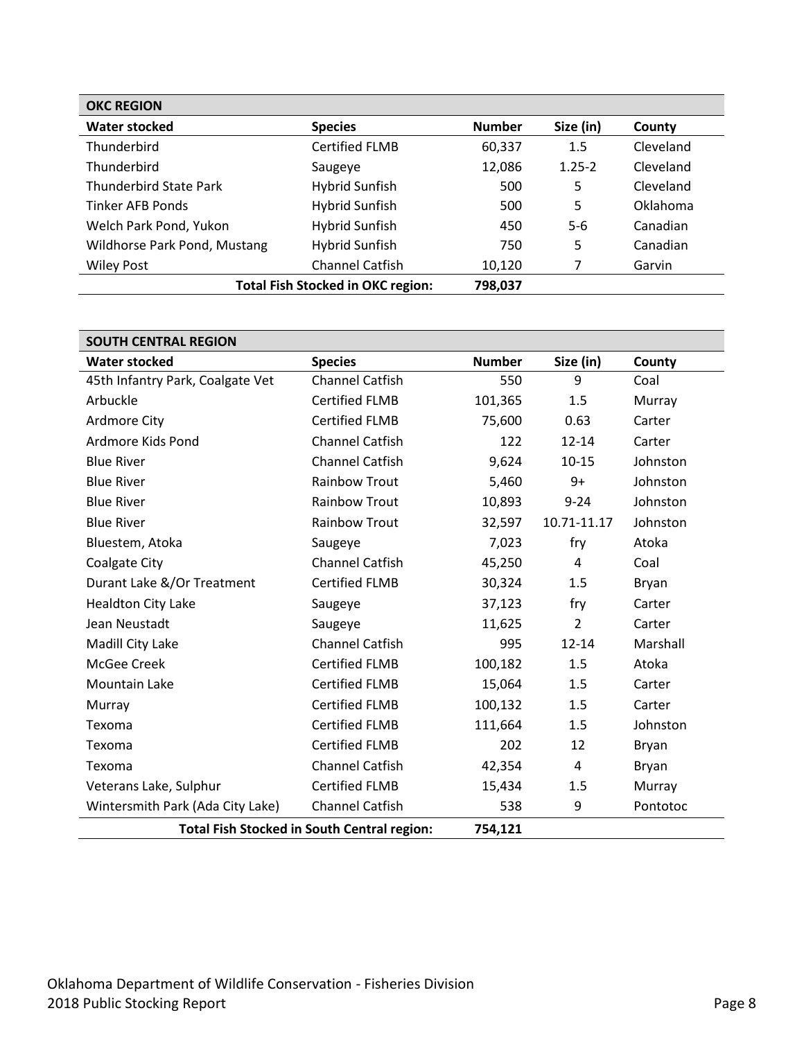| OKC REGION | | | | |
|---|---|---|---|---|
| **Water stocked** | **Species** | **Number** | **Size (in)** | **County** |
| Thunderbird | Certified FLMB | 60,337 | 1.5 | Cleveland |
| Thunderbird | Saugeye | 12,086 | 1.25-2 | Cleveland |
| Thunderbird State Park | Hybrid Sunfish | 500 | 5 | Cleveland |
| Tinker AFB Ponds | Hybrid Sunfish | 500 | 5 | Oklahoma |
| Welch Park Pond, Yukon | Hybrid Sunfish | 450 | 5-6 | Canadian |
| Wildhorse Park Pond, Mustang | Hybrid Sunfish | 750 | 5 | Canadian |
| Wiley Post | Channel Catfish | 10,120 | 7 | Garvin |
| | **Total Fish Stocked in OKC region:** | **798,037** | | |

| SOUTH CENTRAL REGION | | | | |
|---|---|---|---|---|
| **Water stocked** | **Species** | **Number** | **Size (in)** | **County** |
| 45th Infantry Park, Coalgate Vet | Channel Catfish | 550 | 9 | Coal |
| Arbuckle | Certified FLMB | 101,365 | 1.5 | Murray |
| Ardmore City | Certified FLMB | 75,600 | 0.63 | Carter |
| Ardmore Kids Pond | Channel Catfish | 122 | 12-14 | Carter |
| Blue River | Channel Catfish | 9,624 | 10-15 | Johnston |
| Blue River | Rainbow Trout | 5,460 | 9+ | Johnston |
| Blue River | Rainbow Trout | 10,893 | 9-24 | Johnston |
| Blue River | Rainbow Trout | 32,597 | 10.71-11.17 | Johnston |
| Bluestem, Atoka | Saugeye | 7,023 | fry | Atoka |
| Coalgate City | Channel Catfish | 45,250 | 4 | Coal |
| Durant Lake &/Or Treatment | Certified FLMB | 30,324 | 1.5 | Bryan |
| Healdton City Lake | Saugeye | 37,123 | fry | Carter |
| Jean Neustadt | Saugeye | 11,625 | 2 | Carter |
| Madill City Lake | Channel Catfish | 995 | 12-14 | Marshall |
| McGee Creek | Certified FLMB | 100,182 | 1.5 | Atoka |
| Mountain Lake | Certified FLMB | 15,064 | 1.5 | Carter |
| Murray | Certified FLMB | 100,132 | 1.5 | Carter |
| Texoma | Certified FLMB | 111,664 | 1.5 | Johnston |
| Texoma | Certified FLMB | 202 | 12 | Bryan |
| Texoma | Channel Catfish | 42,354 | 4 | Bryan |
| Veterans Lake, Sulphur | Certified FLMB | 15,434 | 1.5 | Murray |
| Wintersmith Park (Ada City Lake) | Channel Catfish | 538 | 9 | Pontotoc |
| | **Total Fish Stocked in South Central region:** | **754,121** | | |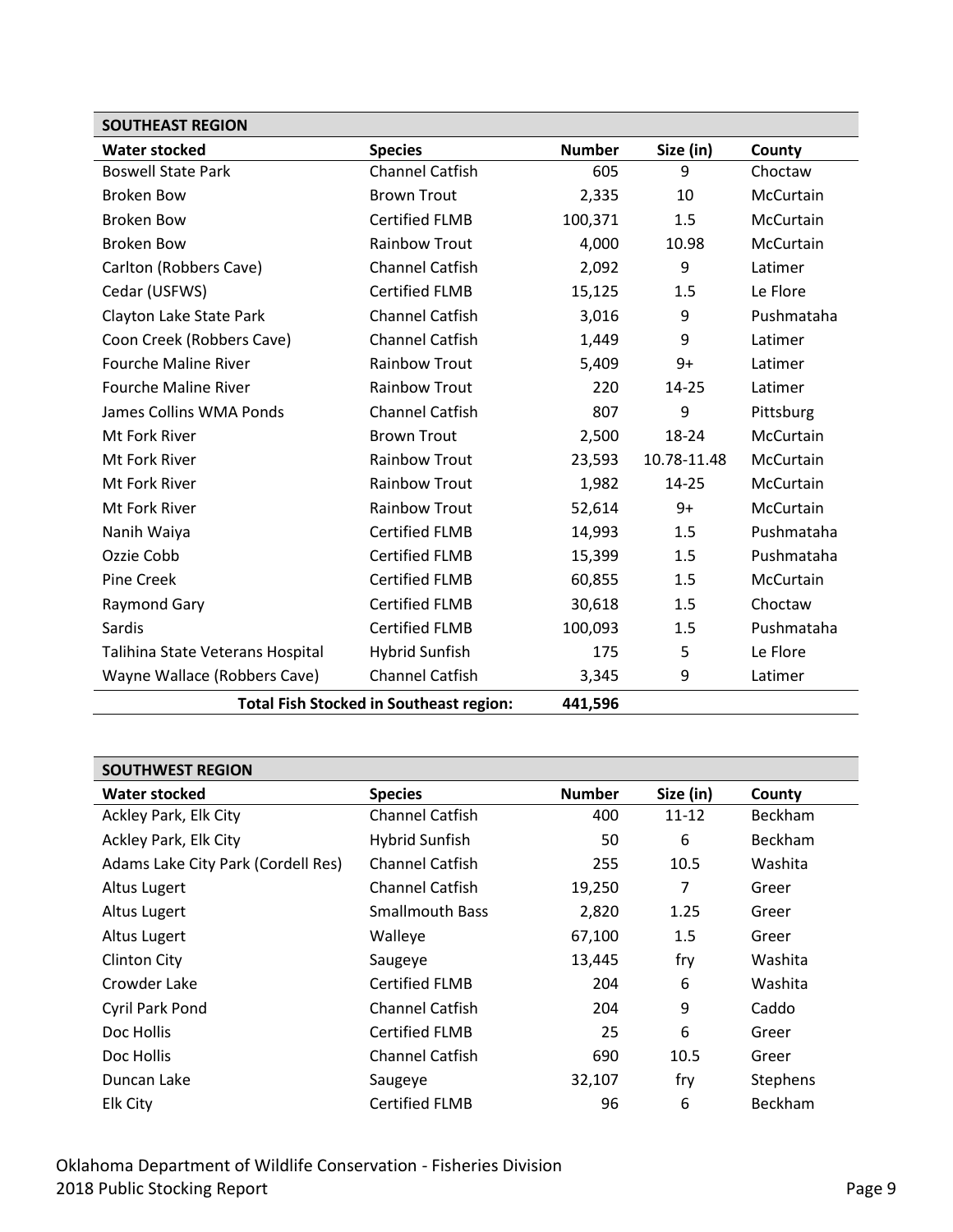## SOUTHEAST REGION

| Water stocked | Species | Number | Size (in) | County |
|---|---|---|---|---|
| Boswell State Park | Channel Catfish | 605 | 9 | Choctaw |
| Broken Bow | Brown Trout | 2,335 | 10 | McCurtain |
| Broken Bow | Certified FLMB | 100,371 | 1.5 | McCurtain |
| Broken Bow | Rainbow Trout | 4,000 | 10.98 | McCurtain |
| Carlton (Robbers Cave) | Channel Catfish | 2,092 | 9 | Latimer |
| Cedar (USFWS) | Certified FLMB | 15,125 | 1.5 | Le Flore |
| Clayton Lake State Park | Channel Catfish | 3,016 | 9 | Pushmataha |
| Coon Creek (Robbers Cave) | Channel Catfish | 1,449 | 9 | Latimer |
| Fourche Maline River | Rainbow Trout | 5,409 | 9+ | Latimer |
| Fourche Maline River | Rainbow Trout | 220 | 14-25 | Latimer |
| James Collins WMA Ponds | Channel Catfish | 807 | 9 | Pittsburg |
| Mt Fork River | Brown Trout | 2,500 | 18-24 | McCurtain |
| Mt Fork River | Rainbow Trout | 23,593 | 10.78-11.48 | McCurtain |
| Mt Fork River | Rainbow Trout | 1,982 | 14-25 | McCurtain |
| Mt Fork River | Rainbow Trout | 52,614 | 9+ | McCurtain |
| Nanih Waiya | Certified FLMB | 14,993 | 1.5 | Pushmataha |
| Ozzie Cobb | Certified FLMB | 15,399 | 1.5 | Pushmataha |
| Pine Creek | Certified FLMB | 60,855 | 1.5 | McCurtain |
| Raymond Gary | Certified FLMB | 30,618 | 1.5 | Choctaw |
| Sardis | Certified FLMB | 100,093 | 1.5 | Pushmataha |
| Talihina State Veterans Hospital | Hybrid Sunfish | 175 | 5 | Le Flore |
| Wayne Wallace (Robbers Cave) | Channel Catfish | 3,345 | 9 | Latimer |
| | **Total Fish Stocked in Southeast region:** | **441,596** | | |

## SOUTHWEST REGION

| Water stocked | Species | Number | Size (in) | County |
|---|---|---|---|---|
| Ackley Park, Elk City | Channel Catfish | 400 | 11-12 | Beckham |
| Ackley Park, Elk City | Hybrid Sunfish | 50 | 6 | Beckham |
| Adams Lake City Park (Cordell Res) | Channel Catfish | 255 | 10.5 | Washita |
| Altus Lugert | Channel Catfish | 19,250 | 7 | Greer |
| Altus Lugert | Smallmouth Bass | 2,820 | 1.25 | Greer |
| Altus Lugert | Walleye | 67,100 | 1.5 | Greer |
| Clinton City | Saugeye | 13,445 | fry | Washita |
| Crowder Lake | Certified FLMB | 204 | 6 | Washita |
| Cyril Park Pond | Channel Catfish | 204 | 9 | Caddo |
| Doc Hollis | Certified FLMB | 25 | 6 | Greer |
| Doc Hollis | Channel Catfish | 690 | 10.5 | Greer |
| Duncan Lake | Saugeye | 32,107 | fry | Stephens |
| Elk City | Certified FLMB | 96 | 6 | Beckham |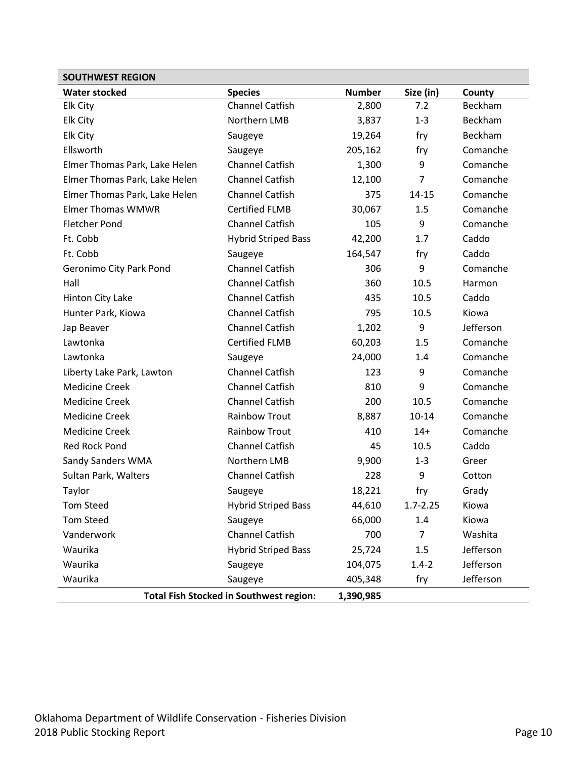| SOUTHWEST REGION | | | | |
|---|---|---|---|---|
| **Water stocked** | **Species** | **Number** | **Size (in)** | **County** |
| Elk City | Channel Catfish | 2,800 | 7.2 | Beckham |
| Elk City | Northern LMB | 3,837 | 1-3 | Beckham |
| Elk City | Saugeye | 19,264 | fry | Beckham |
| Ellsworth | Saugeye | 205,162 | fry | Comanche |
| Elmer Thomas Park, Lake Helen | Channel Catfish | 1,300 | 9 | Comanche |
| Elmer Thomas Park, Lake Helen | Channel Catfish | 12,100 | 7 | Comanche |
| Elmer Thomas Park, Lake Helen | Channel Catfish | 375 | 14-15 | Comanche |
| Elmer Thomas WMWR | Certified FLMB | 30,067 | 1.5 | Comanche |
| Fletcher Pond | Channel Catfish | 105 | 9 | Comanche |
| Ft. Cobb | Hybrid Striped Bass | 42,200 | 1.7 | Caddo |
| Ft. Cobb | Saugeye | 164,547 | fry | Caddo |
| Geronimo City Park Pond | Channel Catfish | 306 | 9 | Comanche |
| Hall | Channel Catfish | 360 | 10.5 | Harmon |
| Hinton City Lake | Channel Catfish | 435 | 10.5 | Caddo |
| Hunter Park, Kiowa | Channel Catfish | 795 | 10.5 | Kiowa |
| Jap Beaver | Channel Catfish | 1,202 | 9 | Jefferson |
| Lawtonka | Certified FLMB | 60,203 | 1.5 | Comanche |
| Lawtonka | Saugeye | 24,000 | 1.4 | Comanche |
| Liberty Lake Park, Lawton | Channel Catfish | 123 | 9 | Comanche |
| Medicine Creek | Channel Catfish | 810 | 9 | Comanche |
| Medicine Creek | Channel Catfish | 200 | 10.5 | Comanche |
| Medicine Creek | Rainbow Trout | 8,887 | 10-14 | Comanche |
| Medicine Creek | Rainbow Trout | 410 | 14+ | Comanche |
| Red Rock Pond | Channel Catfish | 45 | 10.5 | Caddo |
| Sandy Sanders WMA | Northern LMB | 9,900 | 1-3 | Greer |
| Sultan Park, Walters | Channel Catfish | 228 | 9 | Cotton |
| Taylor | Saugeye | 18,221 | fry | Grady |
| Tom Steed | Hybrid Striped Bass | 44,610 | 1.7-2.25 | Kiowa |
| Tom Steed | Saugeye | 66,000 | 1.4 | Kiowa |
| Vanderwork | Channel Catfish | 700 | 7 | Washita |
| Waurika | Hybrid Striped Bass | 25,724 | 1.5 | Jefferson |
| Waurika | Saugeye | 104,075 | 1.4-2 | Jefferson |
| Waurika | Saugeye | 405,348 | fry | Jefferson |
| | **Total Fish Stocked in Southwest region:** | **1,390,985** | | |

Oklahoma Department of Wildlife Conservation - Fisheries Division
2018 Public Stocking Report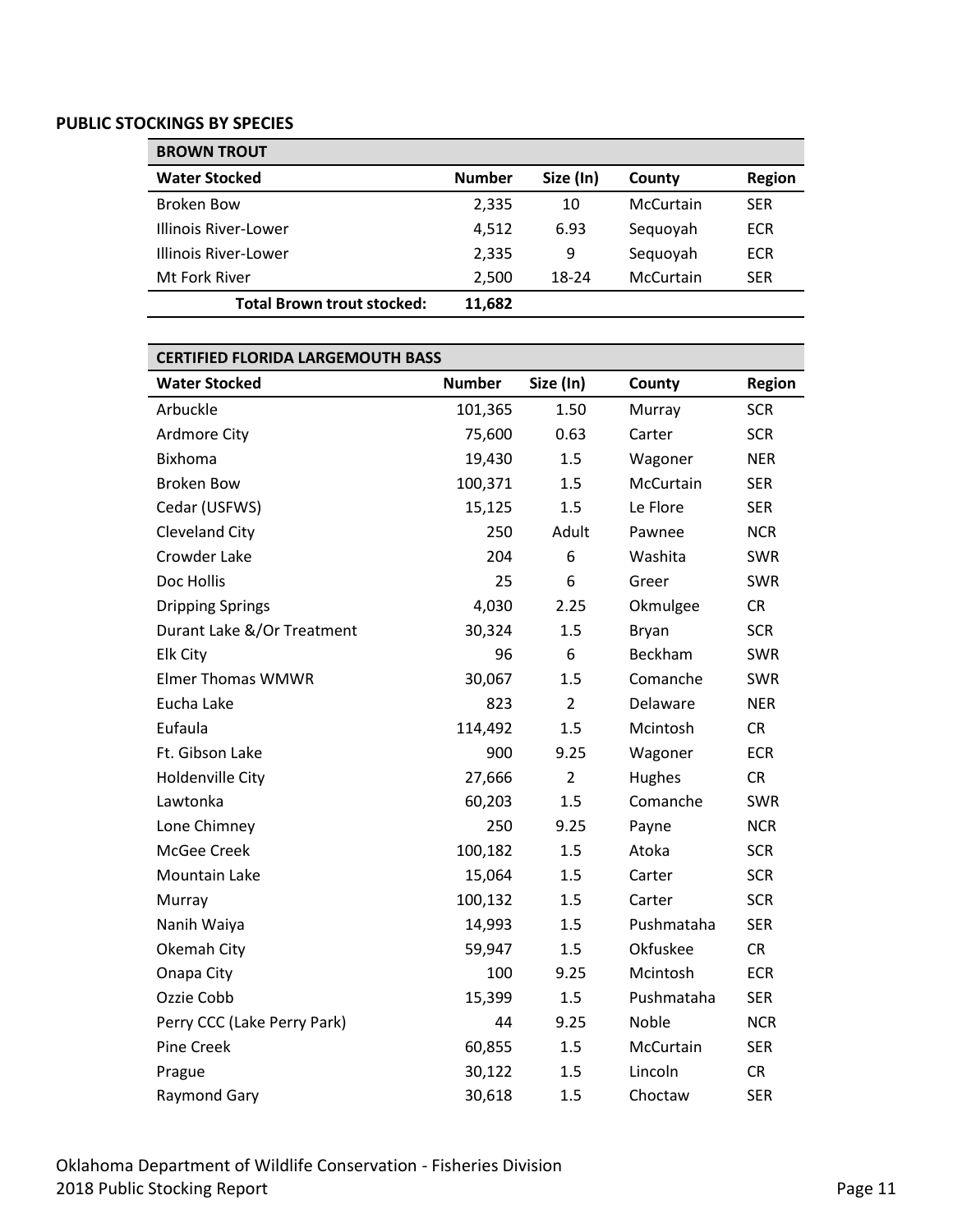**PUBLIC STOCKINGS BY SPECIES**

| BROWN TROUT | | | | |
|---|---|---|---|---|
| **Water Stocked** | **Number** | **Size (In)** | **County** | **Region** |
| Broken Bow | 2,335 | 10 | McCurtain | SER |
| Illinois River-Lower | 4,512 | 6.93 | Sequoyah | ECR |
| Illinois River-Lower | 2,335 | 9 | Sequoyah | ECR |
| Mt Fork River | 2,500 | 18-24 | McCurtain | SER |
| **Total Brown trout stocked:** | **11,682** | | | |

| CERTIFIED FLORIDA LARGEMOUTH BASS | | | | |
|---|---|---|---|---|
| **Water Stocked** | **Number** | **Size (In)** | **County** | **Region** |
| Arbuckle | 101,365 | 1.50 | Murray | SCR |
| Ardmore City | 75,600 | 0.63 | Carter | SCR |
| Bixhoma | 19,430 | 1.5 | Wagoner | NER |
| Broken Bow | 100,371 | 1.5 | McCurtain | SER |
| Cedar (USFWS) | 15,125 | 1.5 | Le Flore | SER |
| Cleveland City | 250 | Adult | Pawnee | NCR |
| Crowder Lake | 204 | 6 | Washita | SWR |
| Doc Hollis | 25 | 6 | Greer | SWR |
| Dripping Springs | 4,030 | 2.25 | Okmulgee | CR |
| Durant Lake &/Or Treatment | 30,324 | 1.5 | Bryan | SCR |
| Elk City | 96 | 6 | Beckham | SWR |
| Elmer Thomas WMWR | 30,067 | 1.5 | Comanche | SWR |
| Eucha Lake | 823 | 2 | Delaware | NER |
| Eufaula | 114,492 | 1.5 | Mcintosh | CR |
| Ft. Gibson Lake | 900 | 9.25 | Wagoner | ECR |
| Holdenville City | 27,666 | 2 | Hughes | CR |
| Lawtonka | 60,203 | 1.5 | Comanche | SWR |
| Lone Chimney | 250 | 9.25 | Payne | NCR |
| McGee Creek | 100,182 | 1.5 | Atoka | SCR |
| Mountain Lake | 15,064 | 1.5 | Carter | SCR |
| Murray | 100,132 | 1.5 | Carter | SCR |
| Nanih Waiya | 14,993 | 1.5 | Pushmataha | SER |
| Okemah City | 59,947 | 1.5 | Okfuskee | CR |
| Onapa City | 100 | 9.25 | Mcintosh | ECR |
| Ozzie Cobb | 15,399 | 1.5 | Pushmataha | SER |
| Perry CCC (Lake Perry Park) | 44 | 9.25 | Noble | NCR |
| Pine Creek | 60,855 | 1.5 | McCurtain | SER |
| Prague | 30,122 | 1.5 | Lincoln | CR |
| Raymond Gary | 30,618 | 1.5 | Choctaw | SER |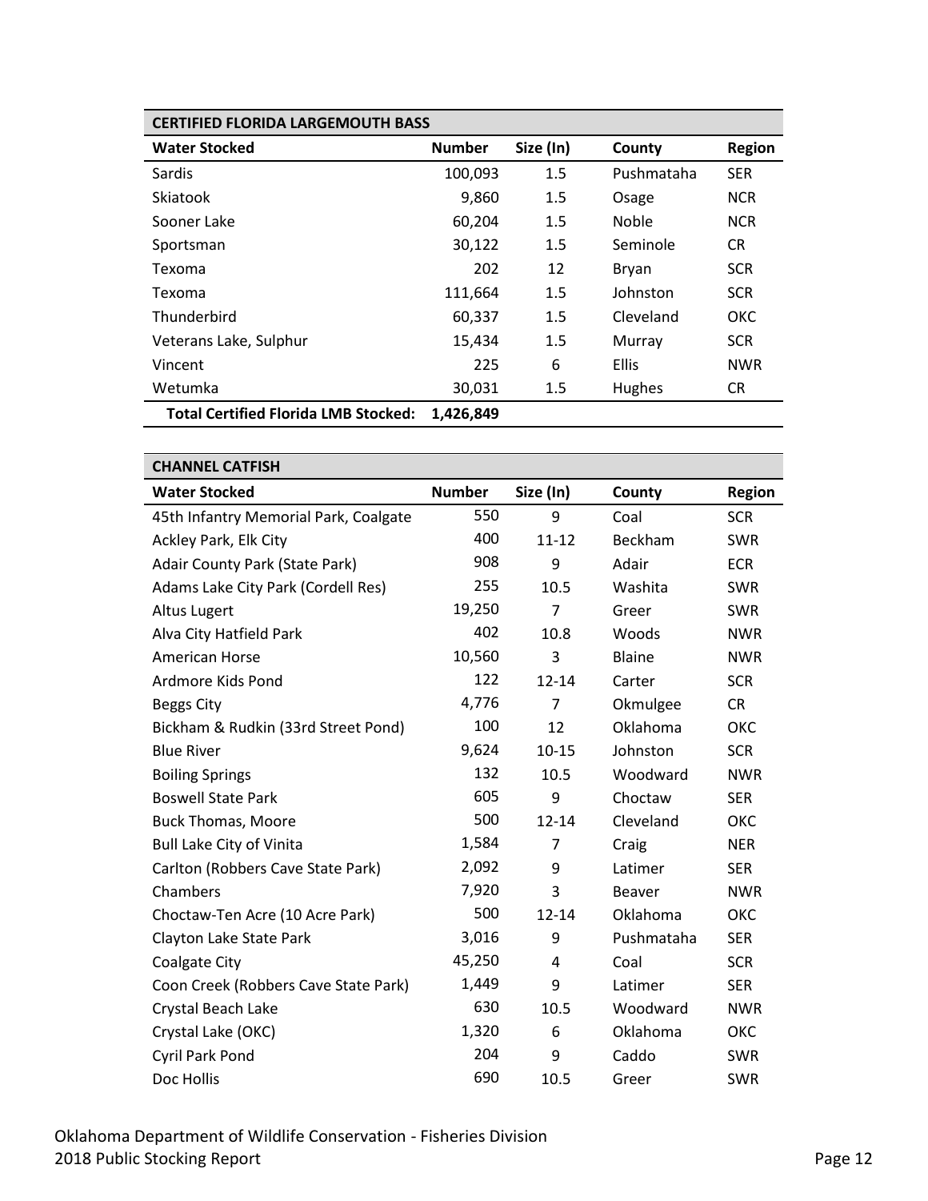| CERTIFIED FLORIDA LARGEMOUTH BASS | | | | |
|---|---|---|---|---|
| **Water Stocked** | **Number** | **Size (In)** | **County** | **Region** |
| Sardis | 100,093 | 1.5 | Pushmataha | SER |
| Skiatook | 9,860 | 1.5 | Osage | NCR |
| Sooner Lake | 60,204 | 1.5 | Noble | NCR |
| Sportsman | 30,122 | 1.5 | Seminole | CR |
| Texoma | 202 | 12 | Bryan | SCR |
| Texoma | 111,664 | 1.5 | Johnston | SCR |
| Thunderbird | 60,337 | 1.5 | Cleveland | OKC |
| Veterans Lake, Sulphur | 15,434 | 1.5 | Murray | SCR |
| Vincent | 225 | 6 | Ellis | NWR |
| Wetumka | 30,031 | 1.5 | Hughes | CR |
| **Total Certified Florida LMB Stocked:** | **1,426,849** | | | |

| CHANNEL CATFISH | | | | |
|---|---|---|---|---|
| **Water Stocked** | **Number** | **Size (In)** | **County** | **Region** |
| 45th Infantry Memorial Park, Coalgate | 550 | 9 | Coal | SCR |
| Ackley Park, Elk City | 400 | 11-12 | Beckham | SWR |
| Adair County Park (State Park) | 908 | 9 | Adair | ECR |
| Adams Lake City Park (Cordell Res) | 255 | 10.5 | Washita | SWR |
| Altus Lugert | 19,250 | 7 | Greer | SWR |
| Alva City Hatfield Park | 402 | 10.8 | Woods | NWR |
| American Horse | 10,560 | 3 | Blaine | NWR |
| Ardmore Kids Pond | 122 | 12-14 | Carter | SCR |
| Beggs City | 4,776 | 7 | Okmulgee | CR |
| Bickham & Rudkin (33rd Street Pond) | 100 | 12 | Oklahoma | OKC |
| Blue River | 9,624 | 10-15 | Johnston | SCR |
| Boiling Springs | 132 | 10.5 | Woodward | NWR |
| Boswell State Park | 605 | 9 | Choctaw | SER |
| Buck Thomas, Moore | 500 | 12-14 | Cleveland | OKC |
| Bull Lake City of Vinita | 1,584 | 7 | Craig | NER |
| Carlton (Robbers Cave State Park) | 2,092 | 9 | Latimer | SER |
| Chambers | 7,920 | 3 | Beaver | NWR |
| Choctaw-Ten Acre (10 Acre Park) | 500 | 12-14 | Oklahoma | OKC |
| Clayton Lake State Park | 3,016 | 9 | Pushmataha | SER |
| Coalgate City | 45,250 | 4 | Coal | SCR |
| Coon Creek (Robbers Cave State Park) | 1,449 | 9 | Latimer | SER |
| Crystal Beach Lake | 630 | 10.5 | Woodward | NWR |
| Crystal Lake (OKC) | 1,320 | 6 | Oklahoma | OKC |
| Cyril Park Pond | 204 | 9 | Caddo | SWR |
| Doc Hollis | 690 | 10.5 | Greer | SWR |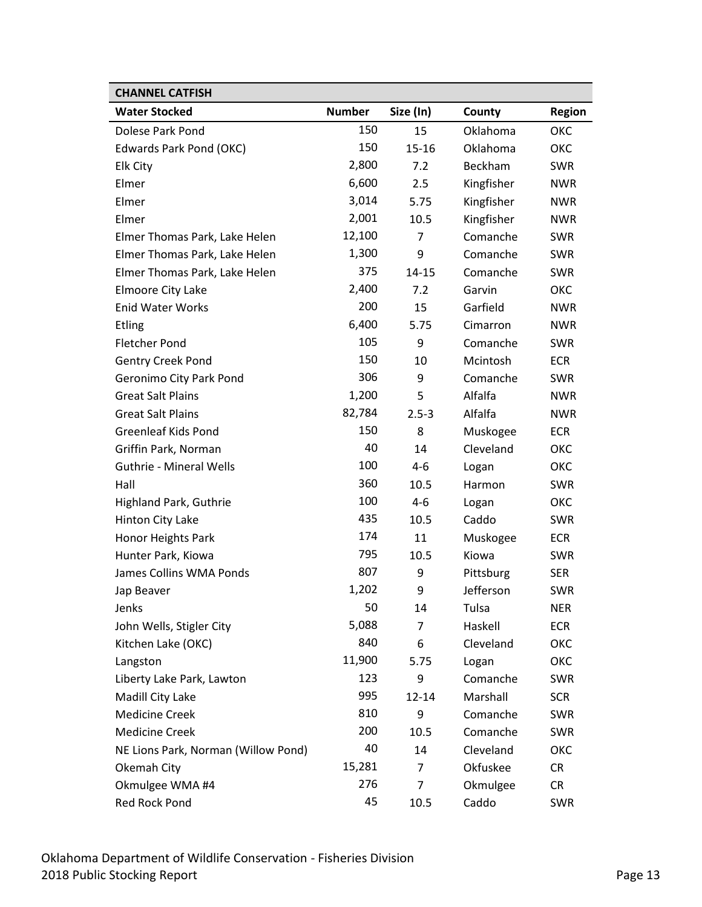| CHANNEL CATFISH | | | | |
|---|---|---|---|---|
| **Water Stocked** | **Number** | **Size (In)** | **County** | **Region** |
| Dolese Park Pond | 150 | 15 | Oklahoma | OKC |
| Edwards Park Pond (OKC) | 150 | 15-16 | Oklahoma | OKC |
| Elk City | 2,800 | 7.2 | Beckham | SWR |
| Elmer | 6,600 | 2.5 | Kingfisher | NWR |
| Elmer | 3,014 | 5.75 | Kingfisher | NWR |
| Elmer | 2,001 | 10.5 | Kingfisher | NWR |
| Elmer Thomas Park, Lake Helen | 12,100 | 7 | Comanche | SWR |
| Elmer Thomas Park, Lake Helen | 1,300 | 9 | Comanche | SWR |
| Elmer Thomas Park, Lake Helen | 375 | 14-15 | Comanche | SWR |
| Elmoore City Lake | 2,400 | 7.2 | Garvin | OKC |
| Enid Water Works | 200 | 15 | Garfield | NWR |
| Etling | 6,400 | 5.75 | Cimarron | NWR |
| Fletcher Pond | 105 | 9 | Comanche | SWR |
| Gentry Creek Pond | 150 | 10 | Mcintosh | ECR |
| Geronimo City Park Pond | 306 | 9 | Comanche | SWR |
| Great Salt Plains | 1,200 | 5 | Alfalfa | NWR |
| Great Salt Plains | 82,784 | 2.5-3 | Alfalfa | NWR |
| Greenleaf Kids Pond | 150 | 8 | Muskogee | ECR |
| Griffin Park, Norman | 40 | 14 | Cleveland | OKC |
| Guthrie - Mineral Wells | 100 | 4-6 | Logan | OKC |
| Hall | 360 | 10.5 | Harmon | SWR |
| Highland Park, Guthrie | 100 | 4-6 | Logan | OKC |
| Hinton City Lake | 435 | 10.5 | Caddo | SWR |
| Honor Heights Park | 174 | 11 | Muskogee | ECR |
| Hunter Park, Kiowa | 795 | 10.5 | Kiowa | SWR |
| James Collins WMA Ponds | 807 | 9 | Pittsburg | SER |
| Jap Beaver | 1,202 | 9 | Jefferson | SWR |
| Jenks | 50 | 14 | Tulsa | NER |
| John Wells, Stigler City | 5,088 | 7 | Haskell | ECR |
| Kitchen Lake (OKC) | 840 | 6 | Cleveland | OKC |
| Langston | 11,900 | 5.75 | Logan | OKC |
| Liberty Lake Park, Lawton | 123 | 9 | Comanche | SWR |
| Madill City Lake | 995 | 12-14 | Marshall | SCR |
| Medicine Creek | 810 | 9 | Comanche | SWR |
| Medicine Creek | 200 | 10.5 | Comanche | SWR |
| NE Lions Park, Norman (Willow Pond) | 40 | 14 | Cleveland | OKC |
| Okemah City | 15,281 | 7 | Okfuskee | CR |
| Okmulgee WMA #4 | 276 | 7 | Okmulgee | CR |
| Red Rock Pond | 45 | 10.5 | Caddo | SWR |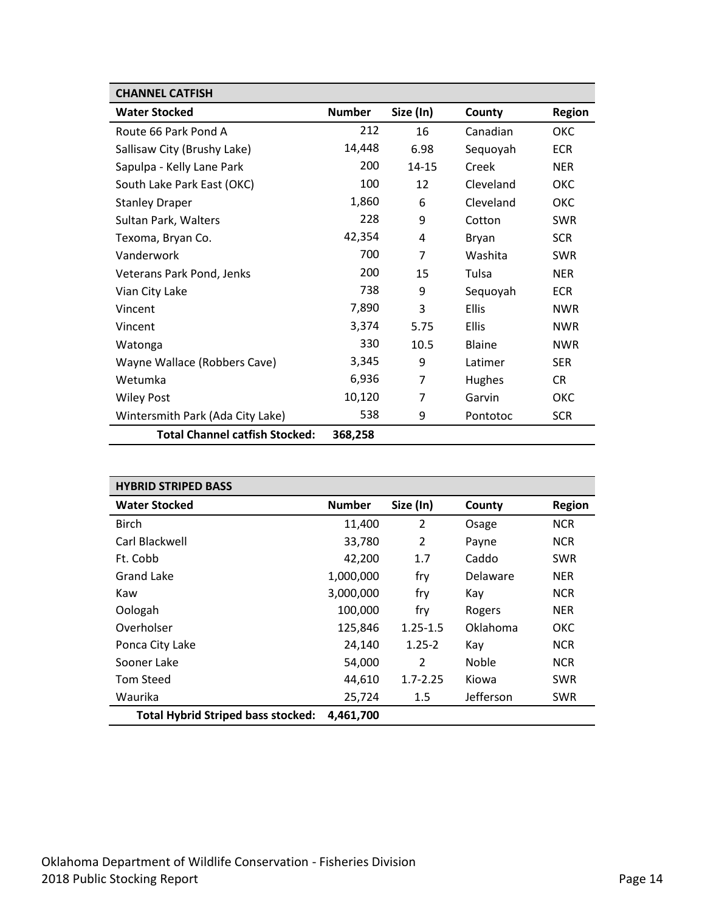| CHANNEL CATFISH | | | | |
|---|---|---|---|---|
| **Water Stocked** | **Number** | **Size (In)** | **County** | **Region** |
| Route 66 Park Pond A | 212 | 16 | Canadian | OKC |
| Sallisaw City (Brushy Lake) | 14,448 | 6.98 | Sequoyah | ECR |
| Sapulpa - Kelly Lane Park | 200 | 14-15 | Creek | NER |
| South Lake Park East (OKC) | 100 | 12 | Cleveland | OKC |
| Stanley Draper | 1,860 | 6 | Cleveland | OKC |
| Sultan Park, Walters | 228 | 9 | Cotton | SWR |
| Texoma, Bryan Co. | 42,354 | 4 | Bryan | SCR |
| Vanderwork | 700 | 7 | Washita | SWR |
| Veterans Park Pond, Jenks | 200 | 15 | Tulsa | NER |
| Vian City Lake | 738 | 9 | Sequoyah | ECR |
| Vincent | 7,890 | 3 | Ellis | NWR |
| Vincent | 3,374 | 5.75 | Ellis | NWR |
| Watonga | 330 | 10.5 | Blaine | NWR |
| Wayne Wallace (Robbers Cave) | 3,345 | 9 | Latimer | SER |
| Wetumka | 6,936 | 7 | Hughes | CR |
| Wiley Post | 10,120 | 7 | Garvin | OKC |
| Wintersmith Park (Ada City Lake) | 538 | 9 | Pontotoc | SCR |
| **Total Channel catfish Stocked:** | **368,258** | | | |

| HYBRID STRIPED BASS | | | | |
|---|---|---|---|---|
| **Water Stocked** | **Number** | **Size (In)** | **County** | **Region** |
| Birch | 11,400 | 2 | Osage | NCR |
| Carl Blackwell | 33,780 | 2 | Payne | NCR |
| Ft. Cobb | 42,200 | 1.7 | Caddo | SWR |
| Grand Lake | 1,000,000 | fry | Delaware | NER |
| Kaw | 3,000,000 | fry | Kay | NCR |
| Oologah | 100,000 | fry | Rogers | NER |
| Overholser | 125,846 | 1.25-1.5 | Oklahoma | OKC |
| Ponca City Lake | 24,140 | 1.25-2 | Kay | NCR |
| Sooner Lake | 54,000 | 2 | Noble | NCR |
| Tom Steed | 44,610 | 1.7-2.25 | Kiowa | SWR |
| Waurika | 25,724 | 1.5 | Jefferson | SWR |
| **Total Hybrid Striped bass stocked:** | **4,461,700** | | | |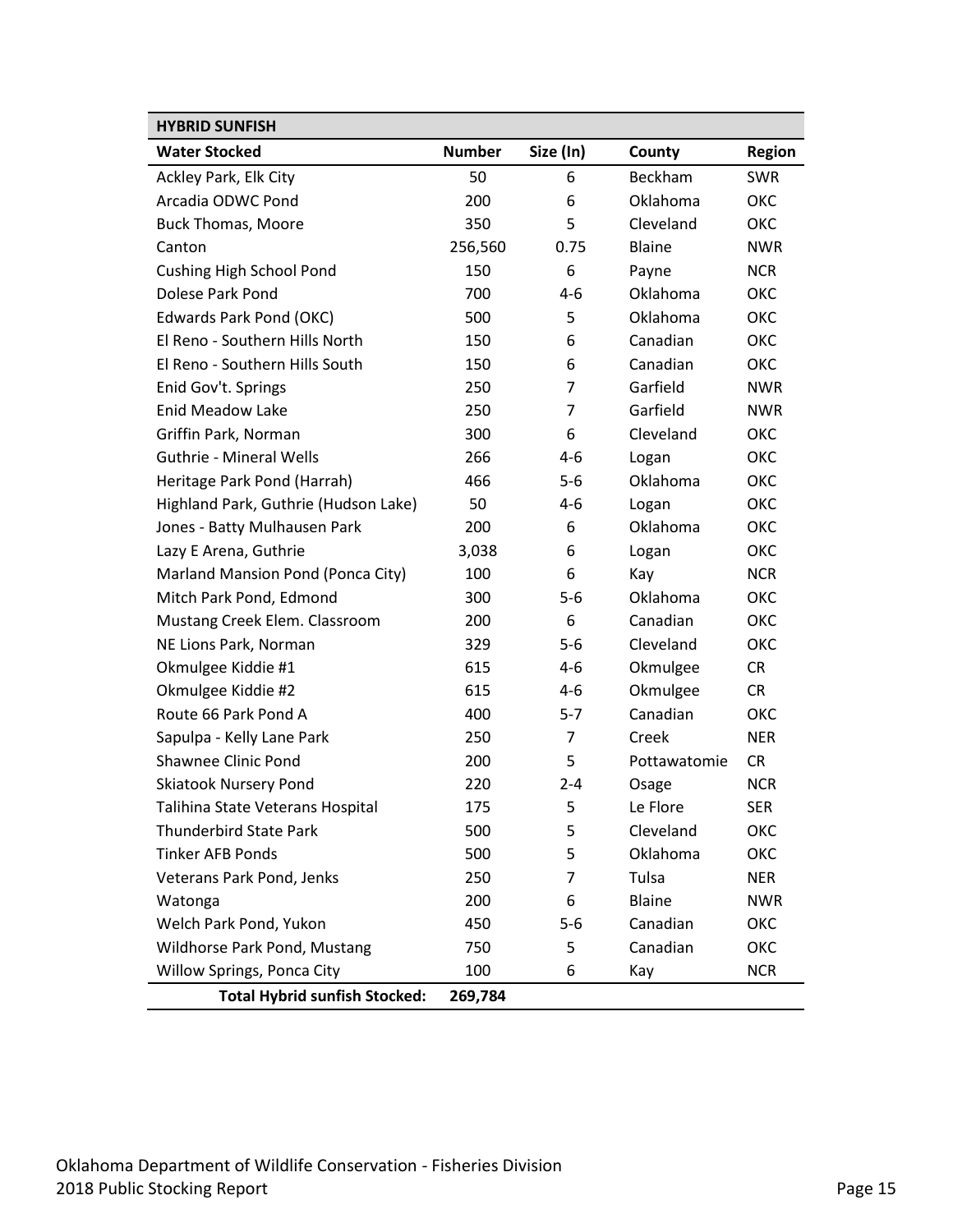| HYBRID SUNFISH | | | | |
|---|---|---|---|---|
| **Water Stocked** | **Number** | **Size (In)** | **County** | **Region** |
| Ackley Park, Elk City | 50 | 6 | Beckham | SWR |
| Arcadia ODWC Pond | 200 | 6 | Oklahoma | OKC |
| Buck Thomas, Moore | 350 | 5 | Cleveland | OKC |
| Canton | 256,560 | 0.75 | Blaine | NWR |
| Cushing High School Pond | 150 | 6 | Payne | NCR |
| Dolese Park Pond | 700 | 4-6 | Oklahoma | OKC |
| Edwards Park Pond (OKC) | 500 | 5 | Oklahoma | OKC |
| El Reno - Southern Hills North | 150 | 6 | Canadian | OKC |
| El Reno - Southern Hills South | 150 | 6 | Canadian | OKC |
| Enid Gov't. Springs | 250 | 7 | Garfield | NWR |
| Enid Meadow Lake | 250 | 7 | Garfield | NWR |
| Griffin Park, Norman | 300 | 6 | Cleveland | OKC |
| Guthrie - Mineral Wells | 266 | 4-6 | Logan | OKC |
| Heritage Park Pond (Harrah) | 466 | 5-6 | Oklahoma | OKC |
| Highland Park, Guthrie (Hudson Lake) | 50 | 4-6 | Logan | OKC |
| Jones - Batty Mulhausen Park | 200 | 6 | Oklahoma | OKC |
| Lazy E Arena, Guthrie | 3,038 | 6 | Logan | OKC |
| Marland Mansion Pond (Ponca City) | 100 | 6 | Kay | NCR |
| Mitch Park Pond, Edmond | 300 | 5-6 | Oklahoma | OKC |
| Mustang Creek Elem. Classroom | 200 | 6 | Canadian | OKC |
| NE Lions Park, Norman | 329 | 5-6 | Cleveland | OKC |
| Okmulgee Kiddie #1 | 615 | 4-6 | Okmulgee | CR |
| Okmulgee Kiddie #2 | 615 | 4-6 | Okmulgee | CR |
| Route 66 Park Pond A | 400 | 5-7 | Canadian | OKC |
| Sapulpa - Kelly Lane Park | 250 | 7 | Creek | NER |
| Shawnee Clinic Pond | 200 | 5 | Pottawatomie | CR |
| Skiatook Nursery Pond | 220 | 2-4 | Osage | NCR |
| Talihina State Veterans Hospital | 175 | 5 | Le Flore | SER |
| Thunderbird State Park | 500 | 5 | Cleveland | OKC |
| Tinker AFB Ponds | 500 | 5 | Oklahoma | OKC |
| Veterans Park Pond, Jenks | 250 | 7 | Tulsa | NER |
| Watonga | 200 | 6 | Blaine | NWR |
| Welch Park Pond, Yukon | 450 | 5-6 | Canadian | OKC |
| Wildhorse Park Pond, Mustang | 750 | 5 | Canadian | OKC |
| Willow Springs, Ponca City | 100 | 6 | Kay | NCR |
| **Total Hybrid sunfish Stocked:** | **269,784** | | | |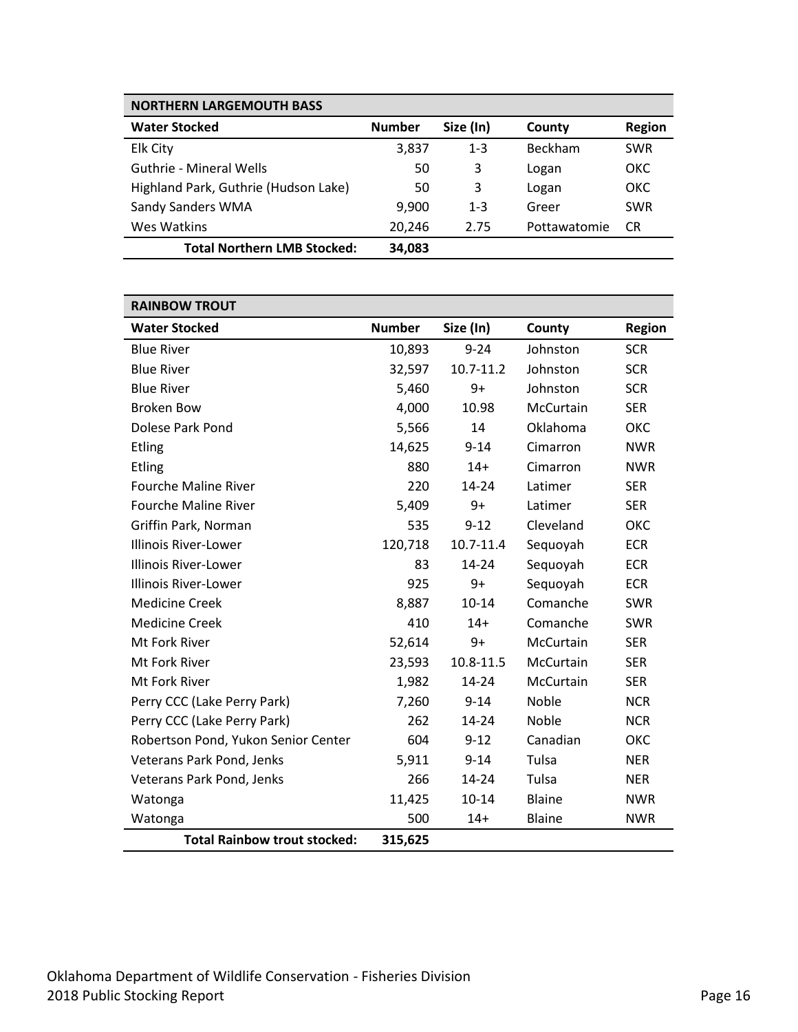| NORTHERN LARGEMOUTH BASS | | | | |
|---|---|---|---|---|
| **Water Stocked** | **Number** | **Size (In)** | **County** | **Region** |
| Elk City | 3,837 | 1-3 | Beckham | SWR |
| Guthrie - Mineral Wells | 50 | 3 | Logan | OKC |
| Highland Park, Guthrie (Hudson Lake) | 50 | 3 | Logan | OKC |
| Sandy Sanders WMA | 9,900 | 1-3 | Greer | SWR |
| Wes Watkins | 20,246 | 2.75 | Pottawatomie | CR |
| **Total Northern LMB Stocked:** | **34,083** | | | |

| RAINBOW TROUT | | | | |
|---|---|---|---|---|
| **Water Stocked** | **Number** | **Size (In)** | **County** | **Region** |
| Blue River | 10,893 | 9-24 | Johnston | SCR |
| Blue River | 32,597 | 10.7-11.2 | Johnston | SCR |
| Blue River | 5,460 | 9+ | Johnston | SCR |
| Broken Bow | 4,000 | 10.98 | McCurtain | SER |
| Dolese Park Pond | 5,566 | 14 | Oklahoma | OKC |
| Etling | 14,625 | 9-14 | Cimarron | NWR |
| Etling | 880 | 14+ | Cimarron | NWR |
| Fourche Maline River | 220 | 14-24 | Latimer | SER |
| Fourche Maline River | 5,409 | 9+ | Latimer | SER |
| Griffin Park, Norman | 535 | 9-12 | Cleveland | OKC |
| Illinois River-Lower | 120,718 | 10.7-11.4 | Sequoyah | ECR |
| Illinois River-Lower | 83 | 14-24 | Sequoyah | ECR |
| Illinois River-Lower | 925 | 9+ | Sequoyah | ECR |
| Medicine Creek | 8,887 | 10-14 | Comanche | SWR |
| Medicine Creek | 410 | 14+ | Comanche | SWR |
| Mt Fork River | 52,614 | 9+ | McCurtain | SER |
| Mt Fork River | 23,593 | 10.8-11.5 | McCurtain | SER |
| Mt Fork River | 1,982 | 14-24 | McCurtain | SER |
| Perry CCC (Lake Perry Park) | 7,260 | 9-14 | Noble | NCR |
| Perry CCC (Lake Perry Park) | 262 | 14-24 | Noble | NCR |
| Robertson Pond, Yukon Senior Center | 604 | 9-12 | Canadian | OKC |
| Veterans Park Pond, Jenks | 5,911 | 9-14 | Tulsa | NER |
| Veterans Park Pond, Jenks | 266 | 14-24 | Tulsa | NER |
| Watonga | 11,425 | 10-14 | Blaine | NWR |
| Watonga | 500 | 14+ | Blaine | NWR |
| **Total Rainbow trout stocked:** | **315,625** | | | |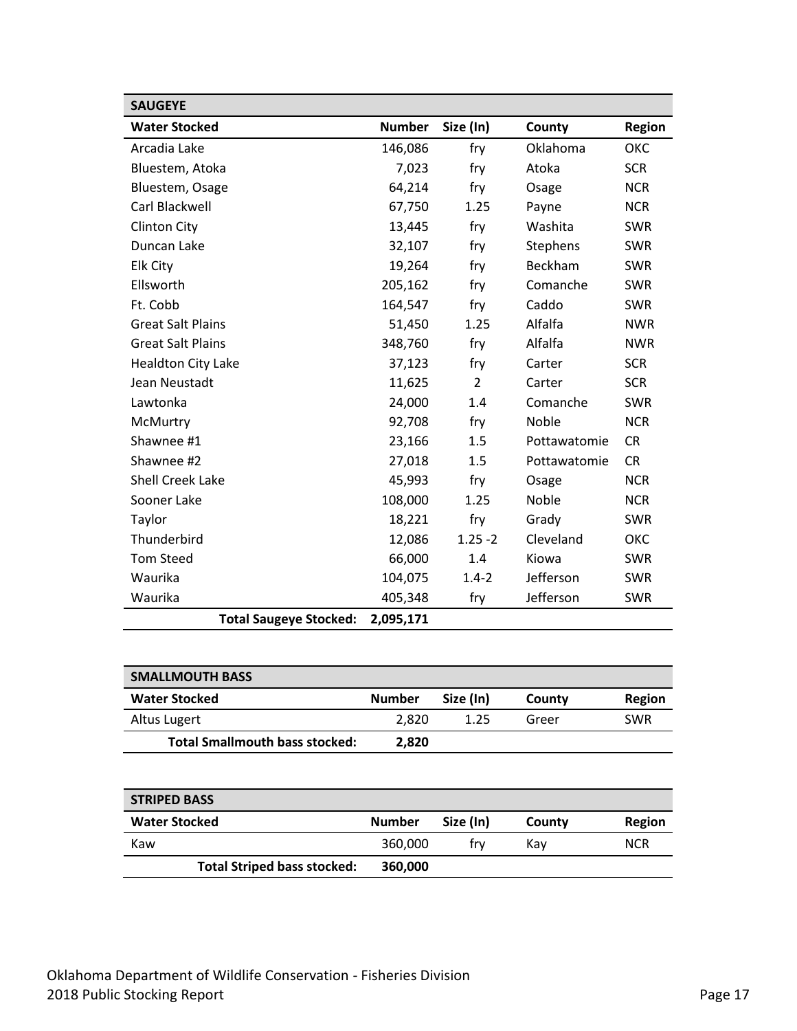| SAUGEYE | | | | |
|---|---|---|---|---|
| **Water Stocked** | **Number** | **Size (In)** | **County** | **Region** |
| Arcadia Lake | 146,086 | fry | Oklahoma | OKC |
| Bluestem, Atoka | 7,023 | fry | Atoka | SCR |
| Bluestem, Osage | 64,214 | fry | Osage | NCR |
| Carl Blackwell | 67,750 | 1.25 | Payne | NCR |
| Clinton City | 13,445 | fry | Washita | SWR |
| Duncan Lake | 32,107 | fry | Stephens | SWR |
| Elk City | 19,264 | fry | Beckham | SWR |
| Ellsworth | 205,162 | fry | Comanche | SWR |
| Ft. Cobb | 164,547 | fry | Caddo | SWR |
| Great Salt Plains | 51,450 | 1.25 | Alfalfa | NWR |
| Great Salt Plains | 348,760 | fry | Alfalfa | NWR |
| Healdton City Lake | 37,123 | fry | Carter | SCR |
| Jean Neustadt | 11,625 | 2 | Carter | SCR |
| Lawtonka | 24,000 | 1.4 | Comanche | SWR |
| McMurtry | 92,708 | fry | Noble | NCR |
| Shawnee #1 | 23,166 | 1.5 | Pottawatomie | CR |
| Shawnee #2 | 27,018 | 1.5 | Pottawatomie | CR |
| Shell Creek Lake | 45,993 | fry | Osage | NCR |
| Sooner Lake | 108,000 | 1.25 | Noble | NCR |
| Taylor | 18,221 | fry | Grady | SWR |
| Thunderbird | 12,086 | 1.25 -2 | Cleveland | OKC |
| Tom Steed | 66,000 | 1.4 | Kiowa | SWR |
| Waurika | 104,075 | 1.4-2 | Jefferson | SWR |
| Waurika | 405,348 | fry | Jefferson | SWR |
| **Total Saugeye Stocked:** | **2,095,171** | | | |

| SMALLMOUTH BASS | | | | |
|---|---|---|---|---|
| **Water Stocked** | **Number** | **Size (In)** | **County** | **Region** |
| Altus Lugert | 2,820 | 1.25 | Greer | SWR |
| **Total Smallmouth bass stocked:** | **2,820** | | | |

| STRIPED BASS | | | | |
|---|---|---|---|---|
| **Water Stocked** | **Number** | **Size (In)** | **County** | **Region** |
| Kaw | 360,000 | fry | Kay | NCR |
| **Total Striped bass stocked:** | **360,000** | | | |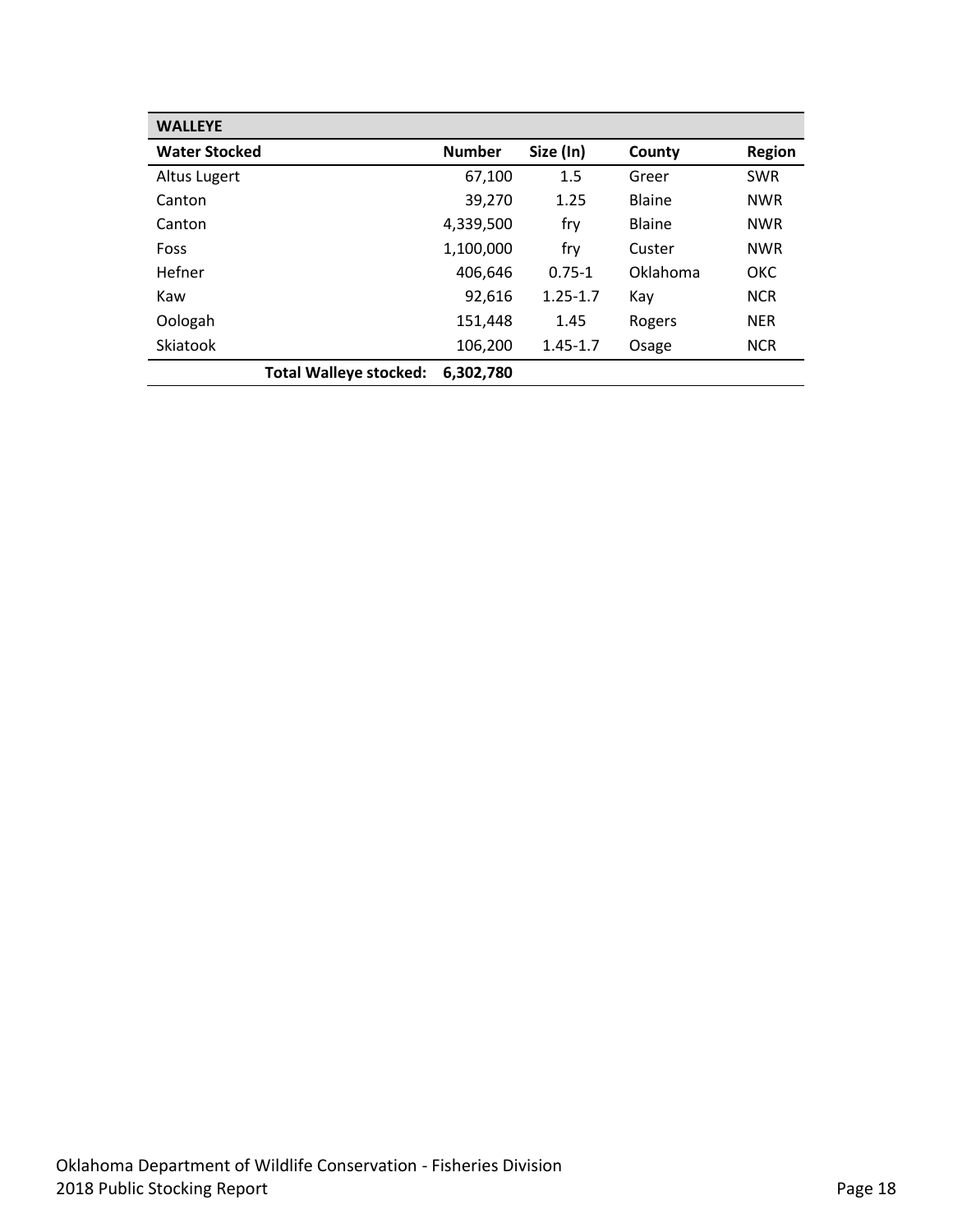| WALLEYE | | | | |
|---|---|---|---|---|
| **Water Stocked** | **Number** | **Size (In)** | **County** | **Region** |
| Altus Lugert | 67,100 | 1.5 | Greer | SWR |
| Canton | 39,270 | 1.25 | Blaine | NWR |
| Canton | 4,339,500 | fry | Blaine | NWR |
| Foss | 1,100,000 | fry | Custer | NWR |
| Hefner | 406,646 | 0.75-1 | Oklahoma | OKC |
| Kaw | 92,616 | 1.25-1.7 | Kay | NCR |
| Oologah | 151,448 | 1.45 | Rogers | NER |
| Skiatook | 106,200 | 1.45-1.7 | Osage | NCR |
| **Total Walleye stocked:** | **6,302,780** | | | |